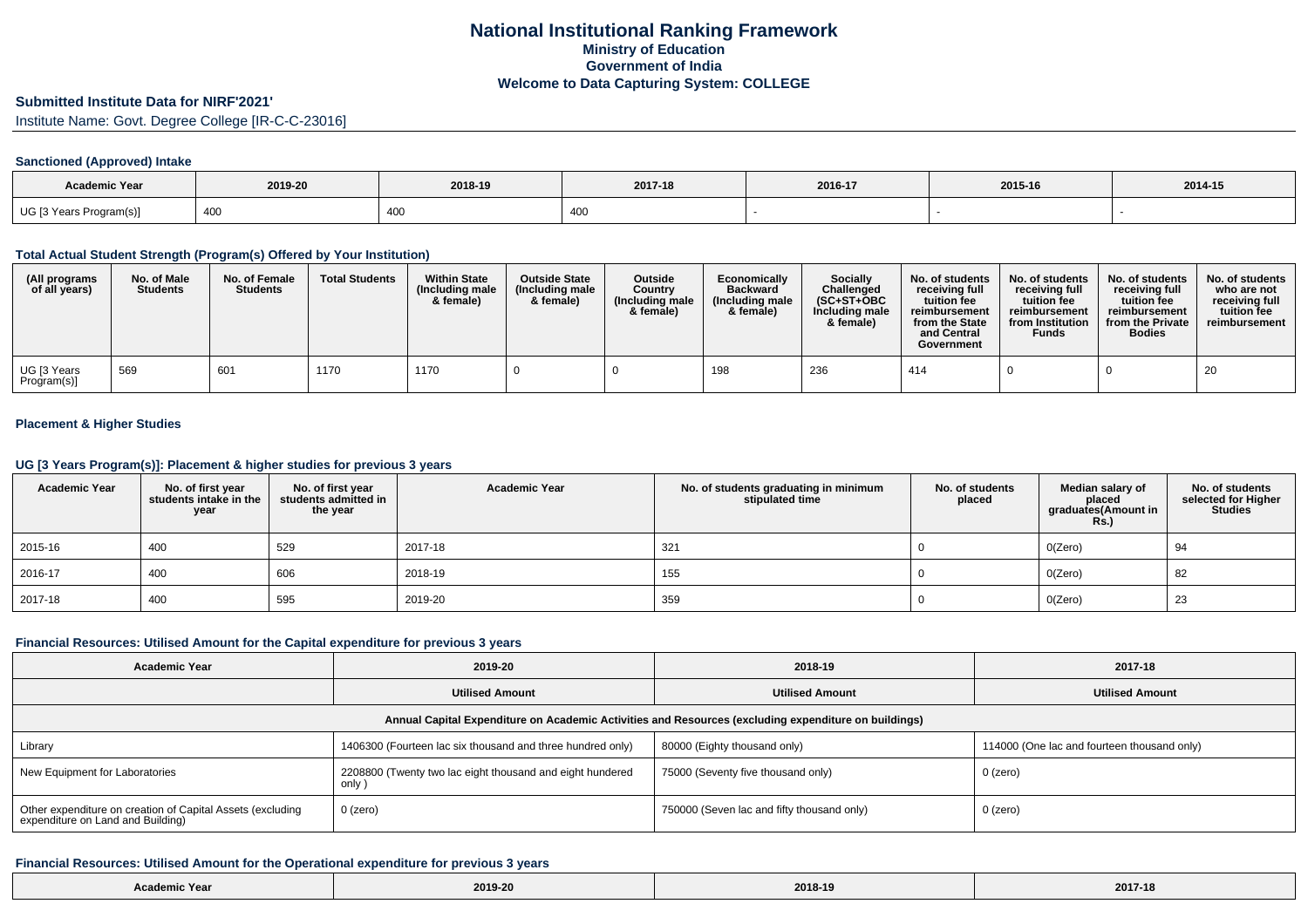# National Institutional Ranking Framework
## Ministry of Education
## Government of India
## Welcome to Data Capturing System: COLLEGE

### Submitted Institute Data for NIRF'2021'

Institute Name: Govt. Degree College [IR-C-C-23016]

#### Sanctioned (Approved) Intake

| Academic Year | 2019-20 | 2018-19 | 2017-18 | 2016-17 | 2015-16 | 2014-15 |
|---|---|---|---|---|---|---|
| UG [3 Years Program(s)] | 400 | 400 | 400 | - | - | - |

#### Total Actual Student Strength (Program(s) Offered by Your Institution)

| (All programs of all years) | No. of Male Students | No. of Female Students | Total Students | Within State (Including male & female) | Outside State (Including male & female) | Outside Country (Including male & female) | Economically Backward (Including male & female) | Socially Challenged (SC+ST+OBC Including male & female) | No. of students receiving full tuition fee reimbursement from the State and Central Government | No. of students receiving full tuition fee reimbursement from Institution Funds | No. of students receiving full tuition fee reimbursement from the Private Bodies | No. of students who are not receiving full tuition fee reimbursement |
|---|---|---|---|---|---|---|---|---|---|---|---|---|
| UG [3 Years Program(s)] | 569 | 601 | 1170 | 1170 | 0 | 0 | 198 | 236 | 414 | 0 | 0 | 20 |

#### Placement & Higher Studies

#### UG [3 Years Program(s)]: Placement & higher studies for previous 3 years

| Academic Year | No. of first year students intake in the year | No. of first year students admitted in the year | Academic Year | No. of students graduating in minimum stipulated time | No. of students placed | Median salary of placed graduates(Amount in Rs.) | No. of students selected for Higher Studies |
|---|---|---|---|---|---|---|---|
| 2015-16 | 400 | 529 | 2017-18 | 321 | 0 | 0(Zero) | 94 |
| 2016-17 | 400 | 606 | 2018-19 | 155 | 0 | 0(Zero) | 82 |
| 2017-18 | 400 | 595 | 2019-20 | 359 | 0 | 0(Zero) | 23 |

#### Financial Resources: Utilised Amount for the Capital expenditure for previous 3 years

| Academic Year | 2019-20 | 2018-19 | 2017-18 |
|---|---|---|---|
| | Utilised Amount | Utilised Amount | Utilised Amount |
| Annual Capital Expenditure on Academic Activities and Resources (excluding expenditure on buildings) | | | |
| Library | 1406300 (Fourteen lac six thousand and three hundred only) | 80000 (Eighty thousand only) | 114000 (One lac and fourteen thousand only) |
| New Equipment for Laboratories | 2208800 (Twenty two lac eight thousand and eight hundered only ) | 75000 (Seventy five thousand only) | 0 (zero) |
| Other expenditure on creation of Capital Assets (excluding expenditure on Land and Building) | 0 (zero) | 750000 (Seven lac and fifty thousand only) | 0 (zero) |

#### Financial Resources: Utilised Amount for the Operational expenditure for previous 3 years

| Academic Year | 2019-20 | 2018-19 | 2017-18 |
|---|---|---|---|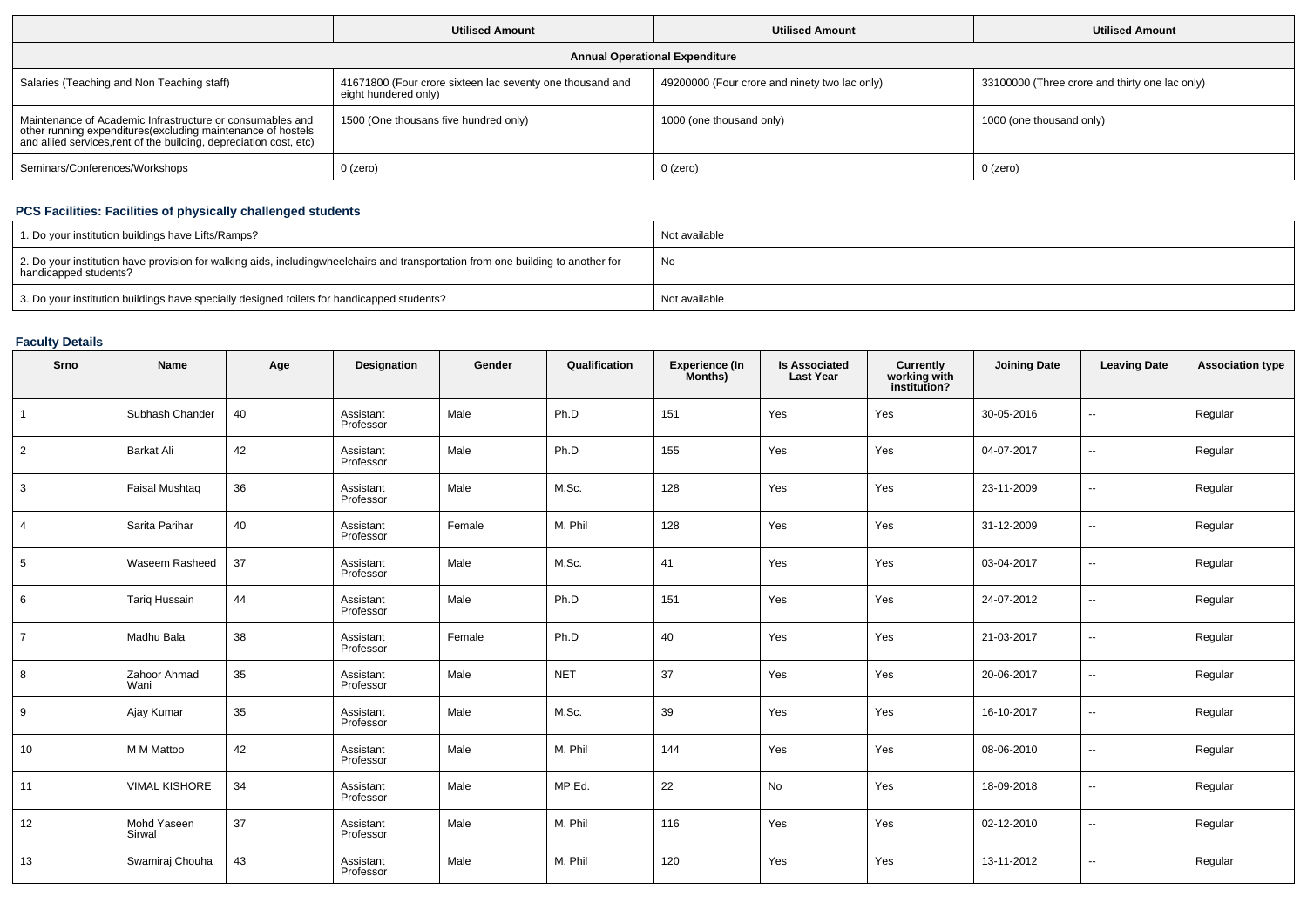| | Utilised Amount | Utilised Amount | Utilised Amount |
|---|---|---|---|
| **Annual Operational Expenditure** | | | |
| Salaries (Teaching and Non Teaching staff) | 41671800 (Four crore sixteen lac seventy one thousand and eight hundered only) | 49200000 (Four crore and ninety two lac only) | 33100000 (Three crore and thirty one lac only) |
| Maintenance of Academic Infrastructure or consumables and other running expenditures(excluding maintenance of hostels and allied services,rent of the building, depreciation cost, etc) | 1500 (One thousans five hundred only) | 1000 (one thousand only) | 1000 (one thousand only) |
| Seminars/Conferences/Workshops | 0 (zero) | 0 (zero) | 0 (zero) |

## PCS Facilities: Facilities of physically challenged students

| | |
|---|---|
| 1. Do your institution buildings have Lifts/Ramps? | Not available |
| 2. Do your institution have provision for walking aids, includingwheelchairs and transportation from one building to another for handicapped students? | No |
| 3. Do your institution buildings have specially designed toilets for handicapped students? | Not available |

## Faculty Details

| Srno | Name | Age | Designation | Gender | Qualification | Experience (In Months) | Is Associated Last Year | Currently working with institution? | Joining Date | Leaving Date | Association type |
|---|---|---|---|---|---|---|---|---|---|---|---|
| 1 | Subhash Chander | 40 | Assistant Professor | Male | Ph.D | 151 | Yes | Yes | 30-05-2016 | -- | Regular |
| 2 | Barkat Ali | 42 | Assistant Professor | Male | Ph.D | 155 | Yes | Yes | 04-07-2017 | -- | Regular |
| 3 | Faisal Mushtaq | 36 | Assistant Professor | Male | M.Sc. | 128 | Yes | Yes | 23-11-2009 | -- | Regular |
| 4 | Sarita Parihar | 40 | Assistant Professor | Female | M. Phil | 128 | Yes | Yes | 31-12-2009 | -- | Regular |
| 5 | Waseem Rasheed | 37 | Assistant Professor | Male | M.Sc. | 41 | Yes | Yes | 03-04-2017 | -- | Regular |
| 6 | Tariq Hussain | 44 | Assistant Professor | Male | Ph.D | 151 | Yes | Yes | 24-07-2012 | -- | Regular |
| 7 | Madhu Bala | 38 | Assistant Professor | Female | Ph.D | 40 | Yes | Yes | 21-03-2017 | -- | Regular |
| 8 | Zahoor Ahmad Wani | 35 | Assistant Professor | Male | NET | 37 | Yes | Yes | 20-06-2017 | -- | Regular |
| 9 | Ajay Kumar | 35 | Assistant Professor | Male | M.Sc. | 39 | Yes | Yes | 16-10-2017 | -- | Regular |
| 10 | M M Mattoo | 42 | Assistant Professor | Male | M. Phil | 144 | Yes | Yes | 08-06-2010 | -- | Regular |
| 11 | VIMAL KISHORE | 34 | Assistant Professor | Male | MP.Ed. | 22 | No | Yes | 18-09-2018 | -- | Regular |
| 12 | Mohd Yaseen Sirwal | 37 | Assistant Professor | Male | M. Phil | 116 | Yes | Yes | 02-12-2010 | -- | Regular |
| 13 | Swamiraj Chouha | 43 | Assistant Professor | Male | M. Phil | 120 | Yes | Yes | 13-11-2012 | -- | Regular |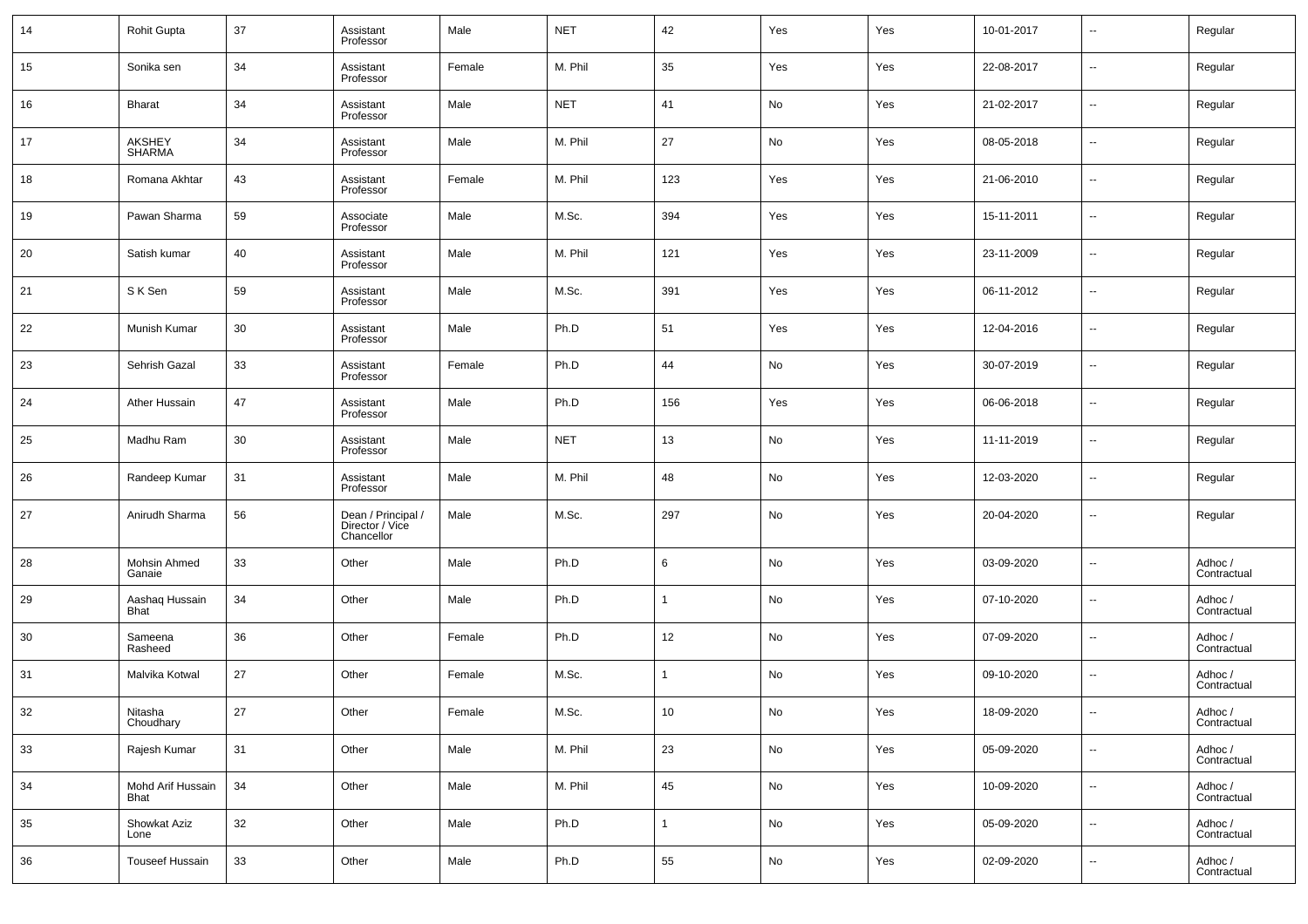| | | | | | | | | | | | |
|---|---|---|---|---|---|---|---|---|---|---|---|
| 14 | Rohit Gupta | 37 | Assistant Professor | Male | NET | 42 | Yes | Yes | 10-01-2017 | -- | Regular |
| 15 | Sonika sen | 34 | Assistant Professor | Female | M. Phil | 35 | Yes | Yes | 22-08-2017 | -- | Regular |
| 16 | Bharat | 34 | Assistant Professor | Male | NET | 41 | No | Yes | 21-02-2017 | -- | Regular |
| 17 | AKSHEY SHARMA | 34 | Assistant Professor | Male | M. Phil | 27 | No | Yes | 08-05-2018 | -- | Regular |
| 18 | Romana Akhtar | 43 | Assistant Professor | Female | M. Phil | 123 | Yes | Yes | 21-06-2010 | -- | Regular |
| 19 | Pawan Sharma | 59 | Associate Professor | Male | M.Sc. | 394 | Yes | Yes | 15-11-2011 | -- | Regular |
| 20 | Satish kumar | 40 | Assistant Professor | Male | M. Phil | 121 | Yes | Yes | 23-11-2009 | -- | Regular |
| 21 | S K Sen | 59 | Assistant Professor | Male | M.Sc. | 391 | Yes | Yes | 06-11-2012 | -- | Regular |
| 22 | Munish Kumar | 30 | Assistant Professor | Male | Ph.D | 51 | Yes | Yes | 12-04-2016 | -- | Regular |
| 23 | Sehrish Gazal | 33 | Assistant Professor | Female | Ph.D | 44 | No | Yes | 30-07-2019 | -- | Regular |
| 24 | Ather Hussain | 47 | Assistant Professor | Male | Ph.D | 156 | Yes | Yes | 06-06-2018 | -- | Regular |
| 25 | Madhu Ram | 30 | Assistant Professor | Male | NET | 13 | No | Yes | 11-11-2019 | -- | Regular |
| 26 | Randeep Kumar | 31 | Assistant Professor | Male | M. Phil | 48 | No | Yes | 12-03-2020 | -- | Regular |
| 27 | Anirudh Sharma | 56 | Dean / Principal / Director / Vice Chancellor | Male | M.Sc. | 297 | No | Yes | 20-04-2020 | -- | Regular |
| 28 | Mohsin Ahmed Ganaie | 33 | Other | Male | Ph.D | 6 | No | Yes | 03-09-2020 | -- | Adhoc / Contractual |
| 29 | Aashaq Hussain Bhat | 34 | Other | Male | Ph.D | 1 | No | Yes | 07-10-2020 | -- | Adhoc / Contractual |
| 30 | Sameena Rasheed | 36 | Other | Female | Ph.D | 12 | No | Yes | 07-09-2020 | -- | Adhoc / Contractual |
| 31 | Malvika Kotwal | 27 | Other | Female | M.Sc. | 1 | No | Yes | 09-10-2020 | -- | Adhoc / Contractual |
| 32 | Nitasha Choudhary | 27 | Other | Female | M.Sc. | 10 | No | Yes | 18-09-2020 | -- | Adhoc / Contractual |
| 33 | Rajesh Kumar | 31 | Other | Male | M. Phil | 23 | No | Yes | 05-09-2020 | -- | Adhoc / Contractual |
| 34 | Mohd Arif Hussain Bhat | 34 | Other | Male | M. Phil | 45 | No | Yes | 10-09-2020 | -- | Adhoc / Contractual |
| 35 | Showkat Aziz Lone | 32 | Other | Male | Ph.D | 1 | No | Yes | 05-09-2020 | -- | Adhoc / Contractual |
| 36 | Touseef Hussain | 33 | Other | Male | Ph.D | 55 | No | Yes | 02-09-2020 | -- | Adhoc / Contractual |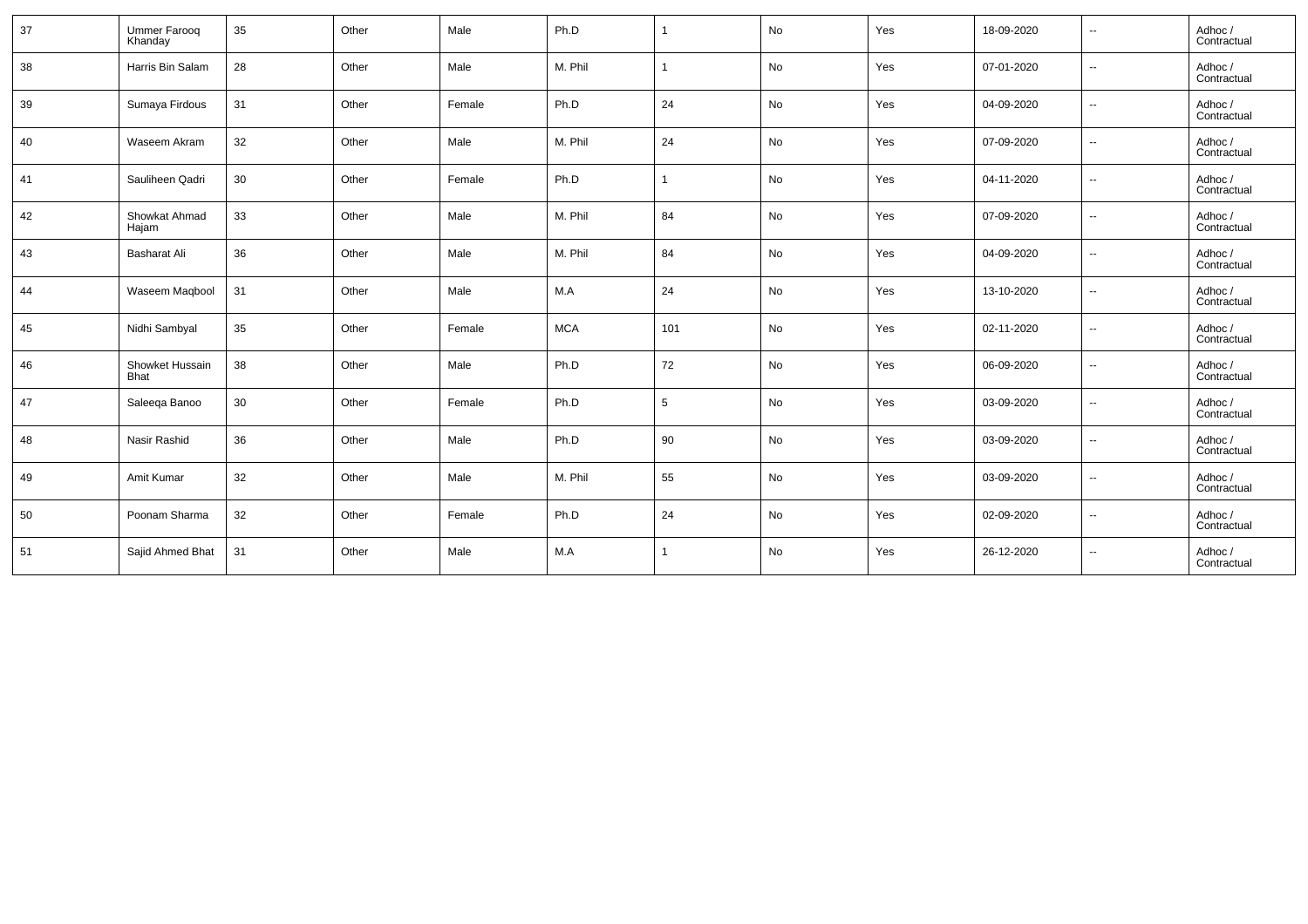| | | | | | | | | | | | |
|---|---|---|---|---|---|---|---|---|---|---|---|
| 37 | Ummer Farooq Khanday | 35 | Other | Male | Ph.D | 1 | No | Yes | 18-09-2020 | -- | Adhoc / Contractual |
| 38 | Harris Bin Salam | 28 | Other | Male | M. Phil | 1 | No | Yes | 07-01-2020 | -- | Adhoc / Contractual |
| 39 | Sumaya Firdous | 31 | Other | Female | Ph.D | 24 | No | Yes | 04-09-2020 | -- | Adhoc / Contractual |
| 40 | Waseem Akram | 32 | Other | Male | M. Phil | 24 | No | Yes | 07-09-2020 | -- | Adhoc / Contractual |
| 41 | Sauliheen Qadri | 30 | Other | Female | Ph.D | 1 | No | Yes | 04-11-2020 | -- | Adhoc / Contractual |
| 42 | Showkat Ahmad Hajam | 33 | Other | Male | M. Phil | 84 | No | Yes | 07-09-2020 | -- | Adhoc / Contractual |
| 43 | Basharat Ali | 36 | Other | Male | M. Phil | 84 | No | Yes | 04-09-2020 | -- | Adhoc / Contractual |
| 44 | Waseem Maqbool | 31 | Other | Male | M.A | 24 | No | Yes | 13-10-2020 | -- | Adhoc / Contractual |
| 45 | Nidhi Sambyal | 35 | Other | Female | MCA | 101 | No | Yes | 02-11-2020 | -- | Adhoc / Contractual |
| 46 | Showket Hussain Bhat | 38 | Other | Male | Ph.D | 72 | No | Yes | 06-09-2020 | -- | Adhoc / Contractual |
| 47 | Saleeqa Banoo | 30 | Other | Female | Ph.D | 5 | No | Yes | 03-09-2020 | -- | Adhoc / Contractual |
| 48 | Nasir Rashid | 36 | Other | Male | Ph.D | 90 | No | Yes | 03-09-2020 | -- | Adhoc / Contractual |
| 49 | Amit Kumar | 32 | Other | Male | M. Phil | 55 | No | Yes | 03-09-2020 | -- | Adhoc / Contractual |
| 50 | Poonam Sharma | 32 | Other | Female | Ph.D | 24 | No | Yes | 02-09-2020 | -- | Adhoc / Contractual |
| 51 | Sajid Ahmed Bhat | 31 | Other | Male | M.A | 1 | No | Yes | 26-12-2020 | -- | Adhoc / Contractual |